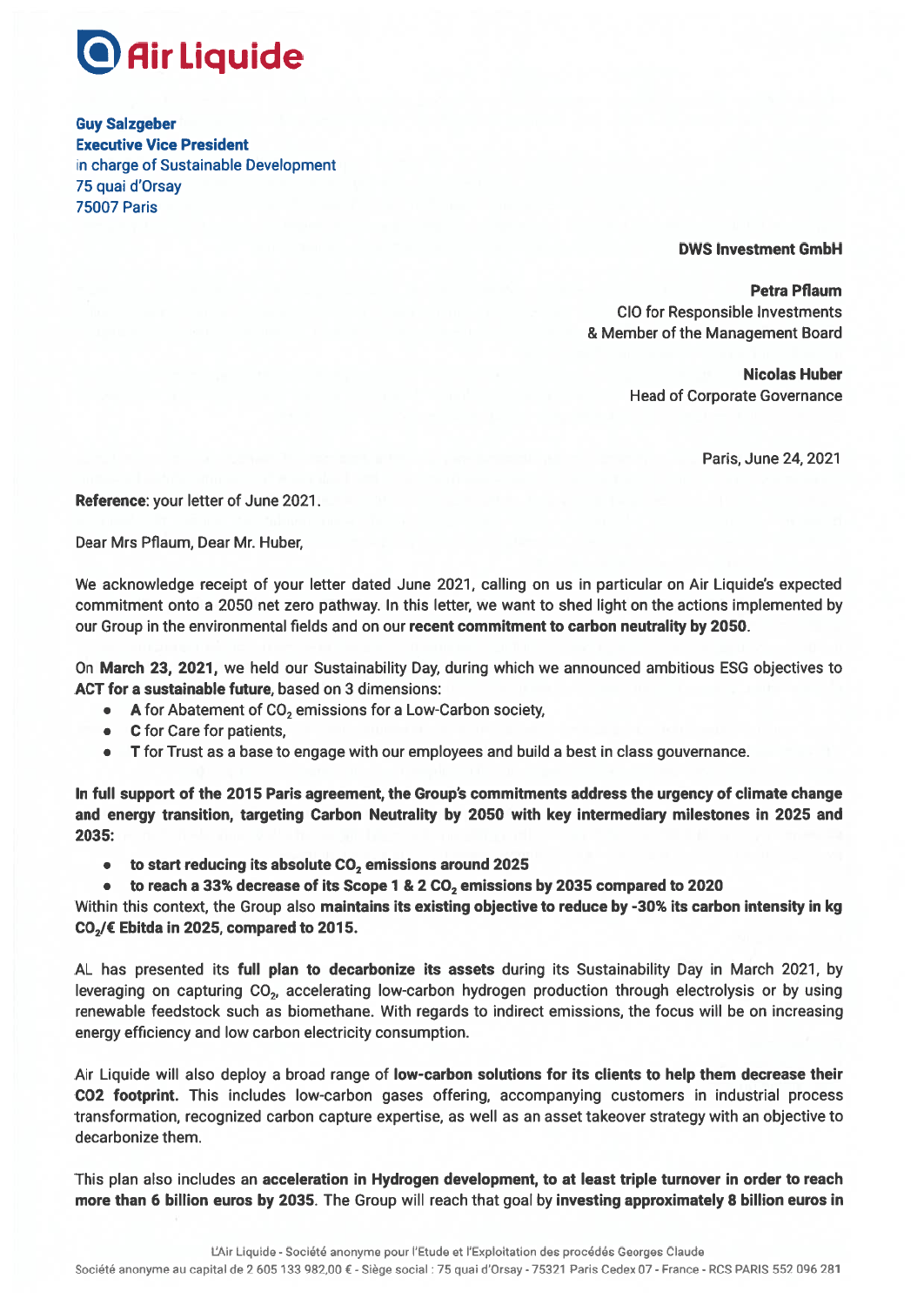# Air Liquide

**Guy Salzgeber**
**Executive Vice President**
in charge of Sustainable Development
75 quai d'Orsay
75007 Paris

**DWS Investment GmbH**

**Petra Pflaum**
CIO for Responsible Investments
& Member of the Management Board

**Nicolas Huber**
Head of Corporate Governance

Paris, June 24, 2021

**Reference**: your letter of June 2021.

Dear Mrs Pflaum, Dear Mr. Huber,

We acknowledge receipt of your letter dated June 2021, calling on us in particular on Air Liquide's expected commitment onto a 2050 net zero pathway. In this letter, we want to shed light on the actions implemented by our Group in the environmental fields and on our **recent commitment to carbon neutrality by 2050**.

On **March 23, 2021,** we held our Sustainability Day, during which we announced ambitious ESG objectives to **ACT for a sustainable future**, based on 3 dimensions:

- **A** for Abatement of $CO_2$ emissions for a Low-Carbon society,
- **C** for Care for patients,
- **T** for Trust as a base to engage with our employees and build a best in class gouvernance.

**In full support of the 2015 Paris agreement, the Group's commitments address the urgency of climate change and energy transition, targeting Carbon Neutrality by 2050 with key intermediary milestones in 2025 and 2035:**

- **to start reducing its absolute $CO_2$ emissions around 2025**
- **to reach a 33% decrease of its Scope 1 & 2 $CO_2$ emissions by 2035 compared to 2020**

Within this context, the Group also **maintains its existing objective to reduce by -30% its carbon intensity in kg $CO_2$/€ Ebitda in 2025, compared to 2015.**

AL has presented its **full plan to decarbonize its assets** during its Sustainability Day in March 2021, by leveraging on capturing $CO_2$, accelerating low-carbon hydrogen production through electrolysis or by using renewable feedstock such as biomethane. With regards to indirect emissions, the focus will be on increasing energy efficiency and low carbon electricity consumption.

Air Liquide will also deploy a broad range of **low-carbon solutions for its clients to help them decrease their CO2 footprint.** This includes low-carbon gases offering, accompanying customers in industrial process transformation, recognized carbon capture expertise, as well as an asset takeover strategy with an objective to decarbonize them.

This plan also includes an **acceleration in Hydrogen development, to at least triple turnover in order to reach more than 6 billion euros by 2035**. The Group will reach that goal by **investing approximately 8 billion euros in**

L'Air Liquide - Société anonyme pour l'Etude et l'Exploitation des procédés Georges Claude
Société anonyme au capital de 2 605 133 982,00 € - Siège social : 75 quai d'Orsay - 75321 Paris Cedex 07 - France - RCS PARIS 552 096 281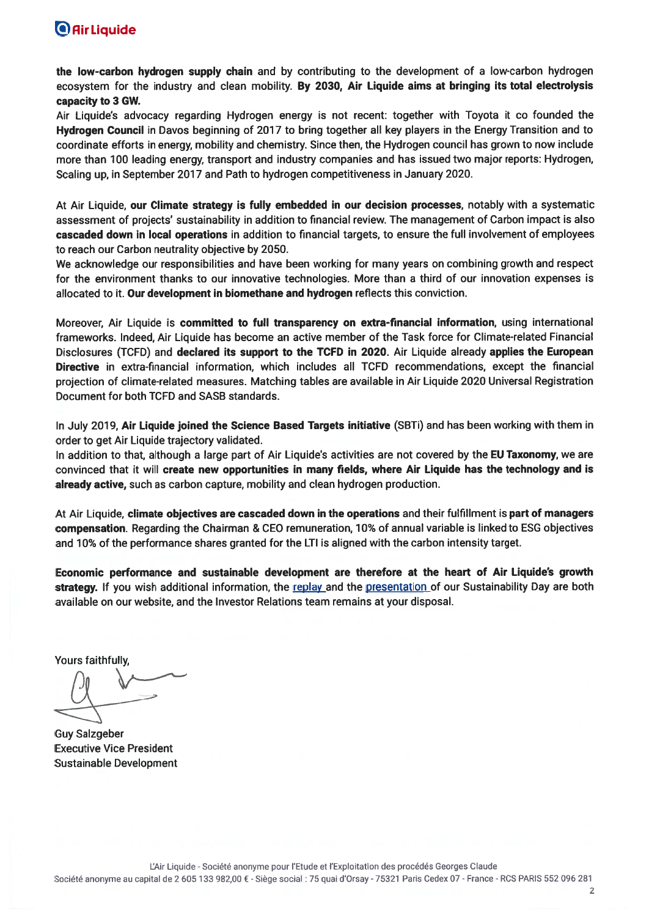**the low-carbon hydrogen supply chain** and by contributing to the development of a low-carbon hydrogen ecosystem for the industry and clean mobility. **By 2030, Air Liquide aims at bringing its total electrolysis capacity to 3 GW.**

Air Liquide's advocacy regarding Hydrogen energy is not recent: together with Toyota it co founded the **Hydrogen Council** in Davos beginning of 2017 to bring together all key players in the Energy Transition and to coordinate efforts in energy, mobility and chemistry. Since then, the Hydrogen council has grown to now include more than 100 leading energy, transport and industry companies and has issued two major reports: Hydrogen, Scaling up, in September 2017 and Path to hydrogen competitiveness in January 2020.

At Air Liquide, **our Climate strategy is fully embedded in our decision processes**, notably with a systematic assessment of projects' sustainability in addition to financial review. The management of Carbon impact is also **cascaded down in local operations** in addition to financial targets, to ensure the full involvement of employees to reach our Carbon neutrality objective by 2050.

We acknowledge our responsibilities and have been working for many years on combining growth and respect for the environment thanks to our innovative technologies. More than a third of our innovation expenses is allocated to it. **Our development in biomethane and hydrogen** reflects this conviction.

Moreover, Air Liquide is **committed to full transparency on extra-financial information**, using international frameworks. Indeed, Air Liquide has become an active member of the Task force for Climate-related Financial Disclosures (TCFD) and **declared its support to the TCFD in 2020**. Air Liquide already **applies the European Directive** in extra-financial information, which includes all TCFD recommendations, except the financial projection of climate-related measures. Matching tables are available in Air Liquide 2020 Universal Registration Document for both TCFD and SASB standards.

In July 2019, **Air Liquide joined the Science Based Targets initiative** (SBTi) and has been working with them in order to get Air Liquide trajectory validated.

In addition to that, although a large part of Air Liquide's activities are not covered by the **EU Taxonomy**, we are convinced that it will **create new opportunities in many fields, where Air Liquide has the technology and is already active,** such as carbon capture, mobility and clean hydrogen production.

At Air Liquide, **climate objectives are cascaded down in the operations** and their fulfillment is **part of managers compensation**. Regarding the Chairman & CEO remuneration, 10% of annual variable is linked to ESG objectives and 10% of the performance shares granted for the LTI is aligned with the carbon intensity target.

**Economic performance and sustainable development are therefore at the heart of Air Liquide's growth strategy.** If you wish additional information, the replay and the presentation of our Sustainability Day are both available on our website, and the Investor Relations team remains at your disposal.

Yours faithfully,

Guy Salzgeber
Executive Vice President
Sustainable Development

L'Air Liquide - Société anonyme pour l'Etude et l'Exploitation des procédés Georges Claude
Société anonyme au capital de 2 605 133 982,00 € - Siège social : 75 quai d'Orsay - 75321 Paris Cedex 07 - France - RCS PARIS 552 096 281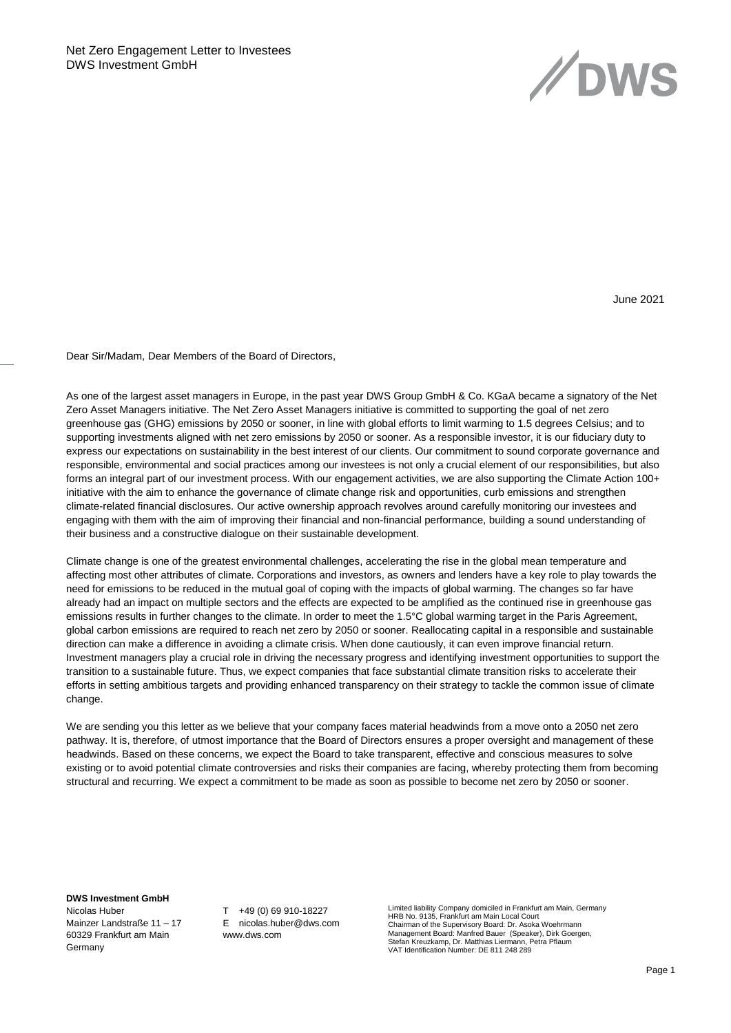Net Zero Engagement Letter to Investees
DWS Investment GmbH

June 2021

Dear Sir/Madam, Dear Members of the Board of Directors,

As one of the largest asset managers in Europe, in the past year DWS Group GmbH & Co. KGaA became a signatory of the Net Zero Asset Managers initiative. The Net Zero Asset Managers initiative is committed to supporting the goal of net zero greenhouse gas (GHG) emissions by 2050 or sooner, in line with global efforts to limit warming to 1.5 degrees Celsius; and to supporting investments aligned with net zero emissions by 2050 or sooner. As a responsible investor, it is our fiduciary duty to express our expectations on sustainability in the best interest of our clients. Our commitment to sound corporate governance and responsible, environmental and social practices among our investees is not only a crucial element of our responsibilities, but also forms an integral part of our investment process. With our engagement activities, we are also supporting the Climate Action 100+ initiative with the aim to enhance the governance of climate change risk and opportunities, curb emissions and strengthen climate-related financial disclosures. Our active ownership approach revolves around carefully monitoring our investees and engaging with them with the aim of improving their financial and non-financial performance, building a sound understanding of their business and a constructive dialogue on their sustainable development.

Climate change is one of the greatest environmental challenges, accelerating the rise in the global mean temperature and affecting most other attributes of climate. Corporations and investors, as owners and lenders have a key role to play towards the need for emissions to be reduced in the mutual goal of coping with the impacts of global warming. The changes so far have already had an impact on multiple sectors and the effects are expected to be amplified as the continued rise in greenhouse gas emissions results in further changes to the climate. In order to meet the 1.5°C global warming target in the Paris Agreement, global carbon emissions are required to reach net zero by 2050 or sooner. Reallocating capital in a responsible and sustainable direction can make a difference in avoiding a climate crisis. When done cautiously, it can even improve financial return. Investment managers play a crucial role in driving the necessary progress and identifying investment opportunities to support the transition to a sustainable future. Thus, we expect companies that face substantial climate transition risks to accelerate their efforts in setting ambitious targets and providing enhanced transparency on their strategy to tackle the common issue of climate change.

We are sending you this letter as we believe that your company faces material headwinds from a move onto a 2050 net zero pathway. It is, therefore, of utmost importance that the Board of Directors ensures a proper oversight and management of these headwinds. Based on these concerns, we expect the Board to take transparent, effective and conscious measures to solve existing or to avoid potential climate controversies and risks their companies are facing, whereby protecting them from becoming structural and recurring. We expect a commitment to be made as soon as possible to become net zero by 2050 or sooner.

**DWS Investment GmbH**
Nicolas Huber
Mainzer Landstraße 11 – 17
60329 Frankfurt am Main
Germany

T +49 (0) 69 910-18227
E nicolas.huber@dws.com
www.dws.com

Limited liability Company domiciled in Frankfurt am Main, Germany
HRB No. 9135, Frankfurt am Main Local Court
Chairman of the Supervisory Board: Dr. Asoka Woehrmann
Management Board: Manfred Bauer (Speaker), Dirk Goergen, Stefan Kreuzkamp, Dr. Matthias Liermann, Petra Pflaum
VAT Identification Number: DE 811 248 289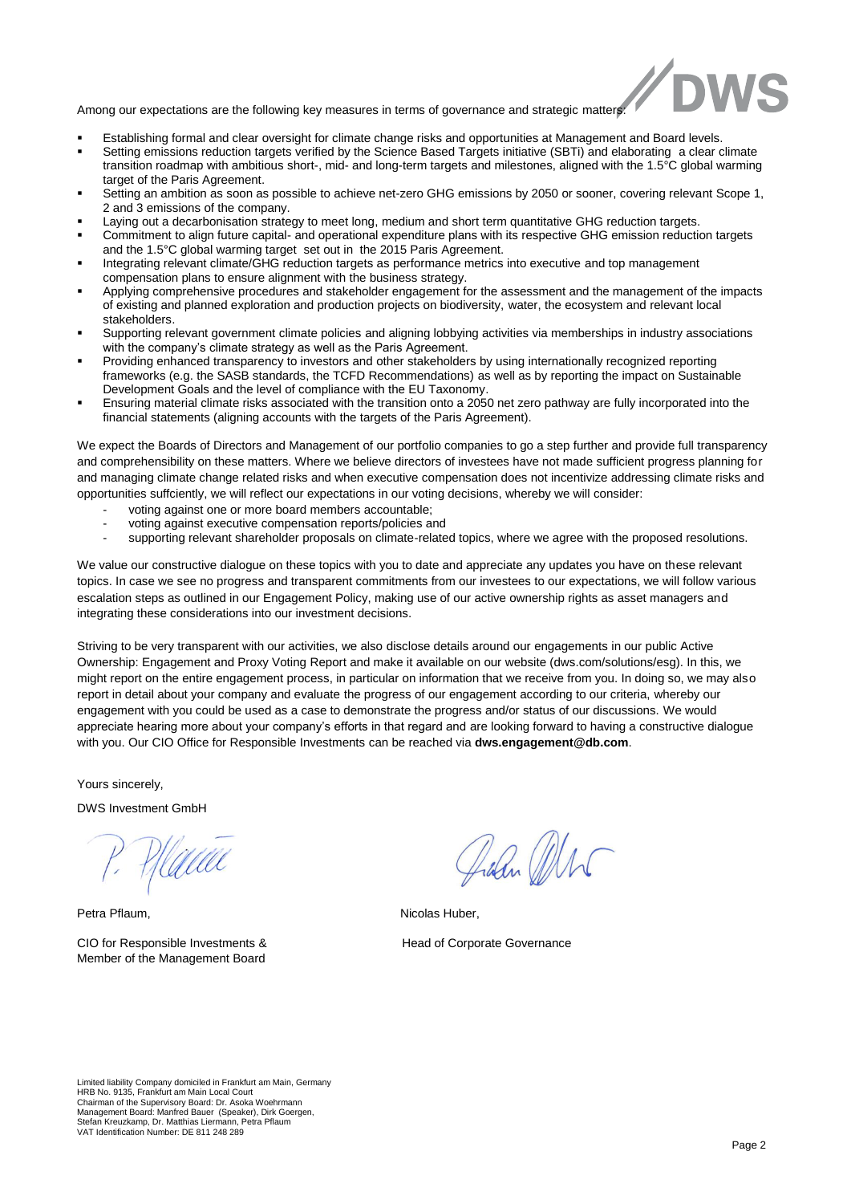Among our expectations are the following key measures in terms of governance and strategic matters:

- Establishing formal and clear oversight for climate change risks and opportunities at Management and Board levels.
- Setting emissions reduction targets verified by the Science Based Targets initiative (SBTi) and elaborating a clear climate transition roadmap with ambitious short-, mid- and long-term targets and milestones, aligned with the 1.5°C global warming target of the Paris Agreement.
- Setting an ambition as soon as possible to achieve net-zero GHG emissions by 2050 or sooner, covering relevant Scope 1, 2 and 3 emissions of the company.
- Laying out a decarbonisation strategy to meet long, medium and short term quantitative GHG reduction targets.
- Commitment to align future capital- and operational expenditure plans with its respective GHG emission reduction targets and the 1.5°C global warming target set out in the 2015 Paris Agreement.
- Integrating relevant climate/GHG reduction targets as performance metrics into executive and top management compensation plans to ensure alignment with the business strategy.
- Applying comprehensive procedures and stakeholder engagement for the assessment and the management of the impacts of existing and planned exploration and production projects on biodiversity, water, the ecosystem and relevant local stakeholders.
- Supporting relevant government climate policies and aligning lobbying activities via memberships in industry associations with the company's climate strategy as well as the Paris Agreement.
- Providing enhanced transparency to investors and other stakeholders by using internationally recognized reporting frameworks (e.g. the SASB standards, the TCFD Recommendations) as well as by reporting the impact on Sustainable Development Goals and the level of compliance with the EU Taxonomy.
- Ensuring material climate risks associated with the transition onto a 2050 net zero pathway are fully incorporated into the financial statements (aligning accounts with the targets of the Paris Agreement).

We expect the Boards of Directors and Management of our portfolio companies to go a step further and provide full transparency and comprehensibility on these matters. Where we believe directors of investees have not made sufficient progress planning for and managing climate change related risks and when executive compensation does not incentivize addressing climate risks and opportunities suffciently, we will reflect our expectations in our voting decisions, whereby we will consider:

- voting against one or more board members accountable;
- voting against executive compensation reports/policies and
- supporting relevant shareholder proposals on climate-related topics, where we agree with the proposed resolutions.

We value our constructive dialogue on these topics with you to date and appreciate any updates you have on these relevant topics. In case we see no progress and transparent commitments from our investees to our expectations, we will follow various escalation steps as outlined in our Engagement Policy, making use of our active ownership rights as asset managers and integrating these considerations into our investment decisions.

Striving to be very transparent with our activities, we also disclose details around our engagements in our public Active Ownership: Engagement and Proxy Voting Report and make it available on our website (dws.com/solutions/esg). In this, we might report on the entire engagement process, in particular on information that we receive from you. In doing so, we may also report in detail about your company and evaluate the progress of our engagement according to our criteria, whereby our engagement with you could be used as a case to demonstrate the progress and/or status of our discussions. We would appreciate hearing more about your company's efforts in that regard and are looking forward to having a constructive dialogue with you. Our CIO Office for Responsible Investments can be reached via **dws.engagement@db.com**.

Yours sincerely,

DWS Investment GmbH

Petra Pflaum,
CIO for Responsible Investments &
Member of the Management Board

Nicolas Huber,
Head of Corporate Governance

Limited liability Company domiciled in Frankfurt am Main, Germany
HRB No. 9135, Frankfurt am Main Local Court
Chairman of the Supervisory Board: Dr. Asoka Woehrmann
Management Board: Manfred Bauer (Speaker), Dirk Goergen,
Stefan Kreuzkamp, Dr. Matthias Liermann, Petra Pflaum
VAT Identification Number: DE 811 248 289